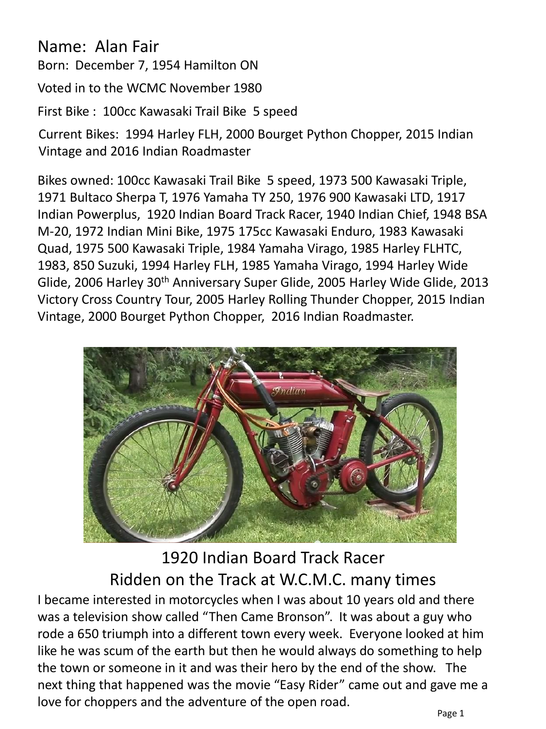# Name: Alan Fair

Born: December 7, 1954 Hamilton ON

Voted in to the WCMC November 1980

First Bike : 100cc Kawasaki Trail Bike 5 speed

Current Bikes: 1994 Harley FLH, 2000 Bourget Python Chopper, 2015 Indian Vintage and 2016 Indian Roadmaster

Bikes owned: 100cc Kawasaki Trail Bike 5 speed, 1973 500 Kawasaki Triple, 1971 Bultaco Sherpa T, 1976 Yamaha TY 250, 1976 900 Kawasaki LTD, 1917 Indian Powerplus, 1920 Indian Board Track Racer, 1940 Indian Chief, 1948 BSA M-20, 1972 Indian Mini Bike, 1975 175cc Kawasaki Enduro, 1983 Kawasaki Quad, 1975 500 Kawasaki Triple, 1984 Yamaha Virago, 1985 Harley FLHTC, 1983, 850 Suzuki, 1994 Harley FLH, 1985 Yamaha Virago, 1994 Harley Wide Glide, 2006 Harley 30th Anniversary Super Glide, 2005 Harley Wide Glide, 2013 Victory Cross Country Tour, 2005 Harley Rolling Thunder Chopper, 2015 Indian Vintage, 2000 Bourget Python Chopper, 2016 Indian Roadmaster.

1920 Indian Board Track Racer
Ridden on the Track at W.C.M.C. many times

I became interested in motorcycles when I was about 10 years old and there was a television show called "Then Came Bronson". It was about a guy who rode a 650 triumph into a different town every week. Everyone looked at him like he was scum of the earth but then he would always do something to help the town or someone in it and was their hero by the end of the show. The next thing that happened was the movie "Easy Rider" came out and gave me a love for choppers and the adventure of the open road.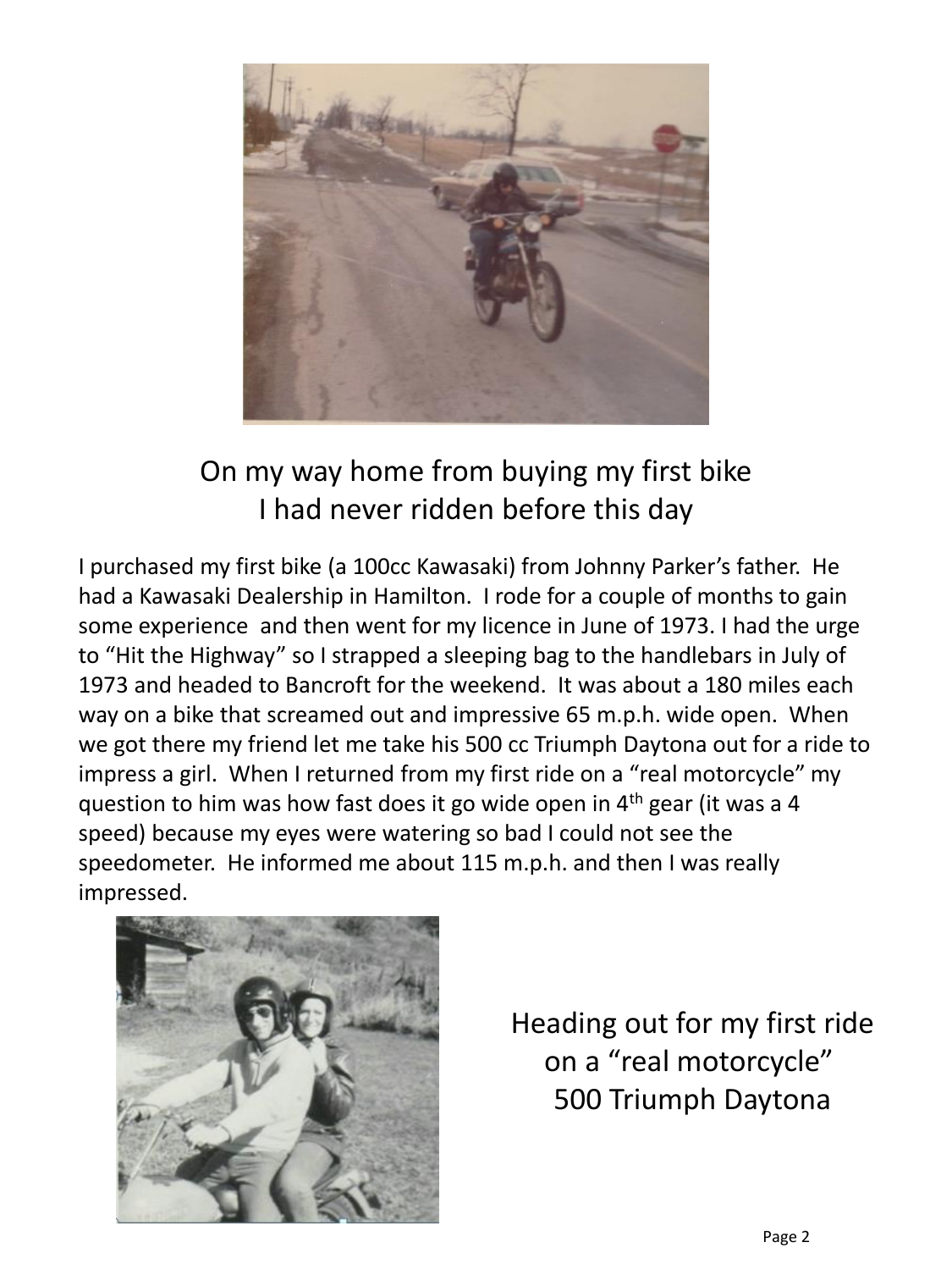On my way home from buying my first bike
I had never ridden before this day

I purchased my first bike (a 100cc Kawasaki) from Johnny Parker's father. He had a Kawasaki Dealership in Hamilton. I rode for a couple of months to gain some experience and then went for my licence in June of 1973. I had the urge to "Hit the Highway" so I strapped a sleeping bag to the handlebars in July of 1973 and headed to Bancroft for the weekend. It was about a 180 miles each way on a bike that screamed out and impressive 65 m.p.h. wide open. When we got there my friend let me take his 500 cc Triumph Daytona out for a ride to impress a girl. When I returned from my first ride on a "real motorcycle" my question to him was how fast does it go wide open in 4th gear (it was a 4 speed) because my eyes were watering so bad I could not see the speedometer. He informed me about 115 m.p.h. and then I was really impressed.

Heading out for my first ride
on a "real motorcycle"
500 Triumph Daytona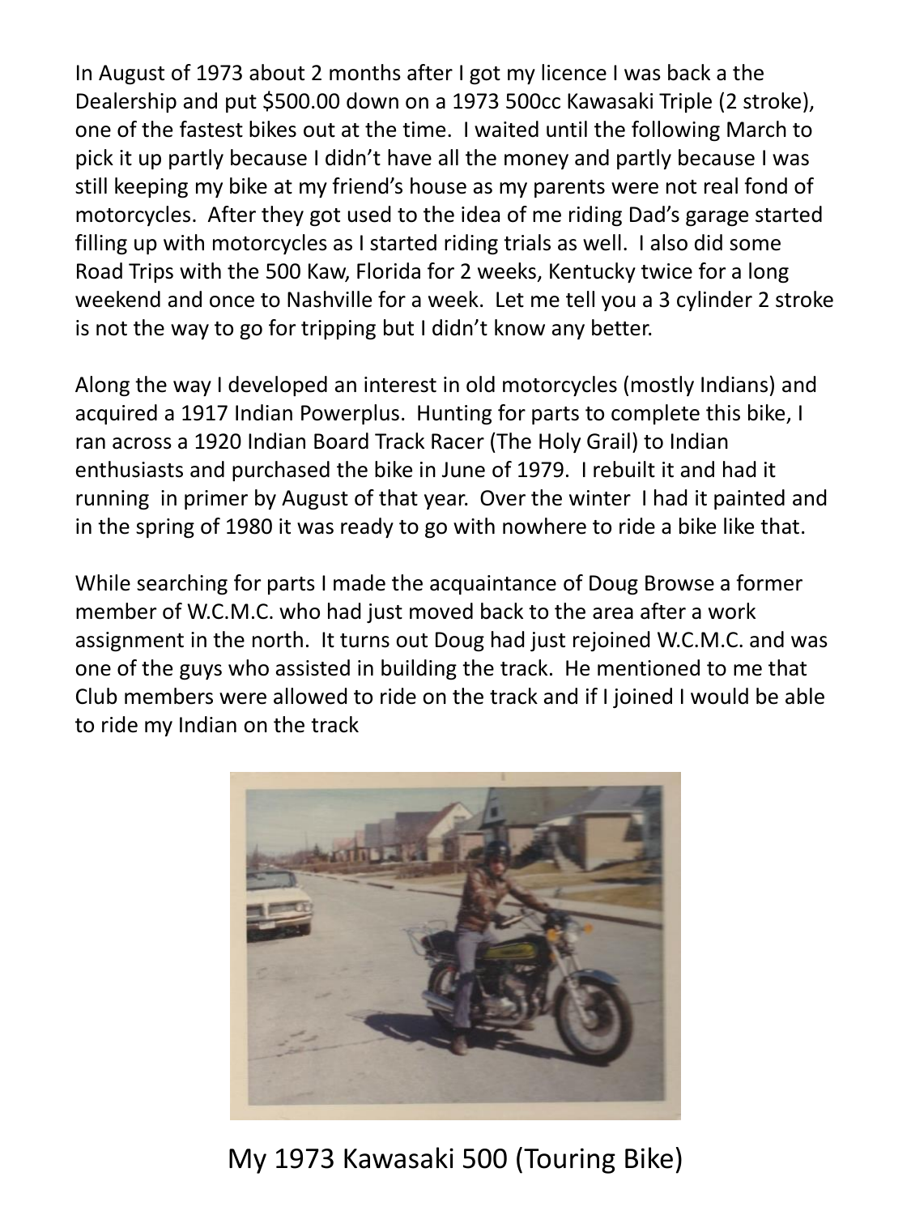In August of 1973 about 2 months after I got my licence I was back a the Dealership and put $500.00 down on a 1973 500cc Kawasaki Triple (2 stroke), one of the fastest bikes out at the time. I waited until the following March to pick it up partly because I didn't have all the money and partly because I was still keeping my bike at my friend's house as my parents were not real fond of motorcycles. After they got used to the idea of me riding Dad's garage started filling up with motorcycles as I started riding trials as well. I also did some Road Trips with the 500 Kaw, Florida for 2 weeks, Kentucky twice for a long weekend and once to Nashville for a week. Let me tell you a 3 cylinder 2 stroke is not the way to go for tripping but I didn't know any better.

Along the way I developed an interest in old motorcycles (mostly Indians) and acquired a 1917 Indian Powerplus. Hunting for parts to complete this bike, I ran across a 1920 Indian Board Track Racer (The Holy Grail) to Indian enthusiasts and purchased the bike in June of 1979. I rebuilt it and had it running in primer by August of that year. Over the winter I had it painted and in the spring of 1980 it was ready to go with nowhere to ride a bike like that.

While searching for parts I made the acquaintance of Doug Browse a former member of W.C.M.C. who had just moved back to the area after a work assignment in the north. It turns out Doug had just rejoined W.C.M.C. and was one of the guys who assisted in building the track. He mentioned to me that Club members were allowed to ride on the track and if I joined I would be able to ride my Indian on the track

My 1973 Kawasaki 500 (Touring Bike)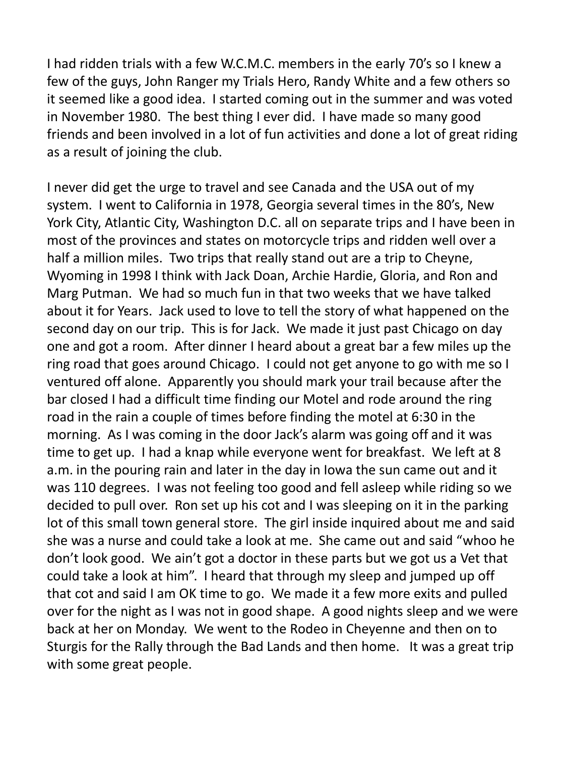I had ridden trials with a few W.C.M.C. members in the early 70's so I knew a few of the guys, John Ranger my Trials Hero, Randy White and a few others so it seemed like a good idea. I started coming out in the summer and was voted in November 1980. The best thing I ever did. I have made so many good friends and been involved in a lot of fun activities and done a lot of great riding as a result of joining the club.

I never did get the urge to travel and see Canada and the USA out of my system. I went to California in 1978, Georgia several times in the 80's, New York City, Atlantic City, Washington D.C. all on separate trips and I have been in most of the provinces and states on motorcycle trips and ridden well over a half a million miles. Two trips that really stand out are a trip to Cheyne, Wyoming in 1998 I think with Jack Doan, Archie Hardie, Gloria, and Ron and Marg Putman. We had so much fun in that two weeks that we have talked about it for Years. Jack used to love to tell the story of what happened on the second day on our trip. This is for Jack. We made it just past Chicago on day one and got a room. After dinner I heard about a great bar a few miles up the ring road that goes around Chicago. I could not get anyone to go with me so I ventured off alone. Apparently you should mark your trail because after the bar closed I had a difficult time finding our Motel and rode around the ring road in the rain a couple of times before finding the motel at 6:30 in the morning. As I was coming in the door Jack's alarm was going off and it was time to get up. I had a knap while everyone went for breakfast. We left at 8 a.m. in the pouring rain and later in the day in Iowa the sun came out and it was 110 degrees. I was not feeling too good and fell asleep while riding so we decided to pull over. Ron set up his cot and I was sleeping on it in the parking lot of this small town general store. The girl inside inquired about me and said she was a nurse and could take a look at me. She came out and said "whoo he don't look good. We ain't got a doctor in these parts but we got us a Vet that could take a look at him". I heard that through my sleep and jumped up off that cot and said I am OK time to go. We made it a few more exits and pulled over for the night as I was not in good shape. A good nights sleep and we were back at her on Monday. We went to the Rodeo in Cheyenne and then on to Sturgis for the Rally through the Bad Lands and then home. It was a great trip with some great people.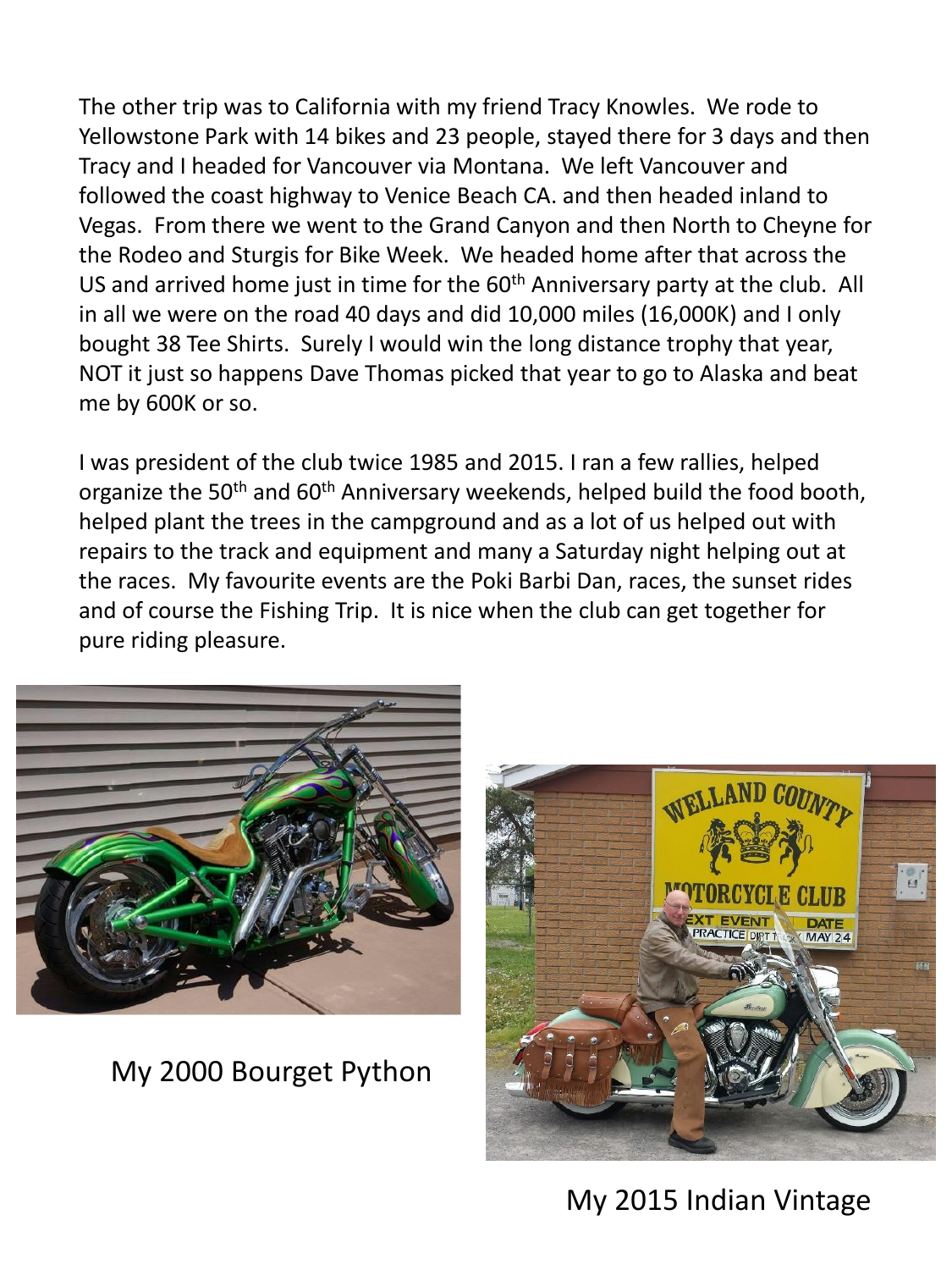The other trip was to California with my friend Tracy Knowles. We rode to Yellowstone Park with 14 bikes and 23 people, stayed there for 3 days and then Tracy and I headed for Vancouver via Montana. We left Vancouver and followed the coast highway to Venice Beach CA. and then headed inland to Vegas. From there we went to the Grand Canyon and then North to Cheyne for the Rodeo and Sturgis for Bike Week. We headed home after that across the US and arrived home just in time for the 60th Anniversary party at the club. All in all we were on the road 40 days and did 10,000 miles (16,000K) and I only bought 38 Tee Shirts. Surely I would win the long distance trophy that year, NOT it just so happens Dave Thomas picked that year to go to Alaska and beat me by 600K or so.

I was president of the club twice 1985 and 2015. I ran a few rallies, helped organize the 50th and 60th Anniversary weekends, helped build the food booth, helped plant the trees in the campground and as a lot of us helped out with repairs to the track and equipment and many a Saturday night helping out at the races. My favourite events are the Poki Barbi Dan, races, the sunset rides and of course the Fishing Trip. It is nice when the club can get together for pure riding pleasure.

My 2000 Bourget Python

My 2015 Indian Vintage